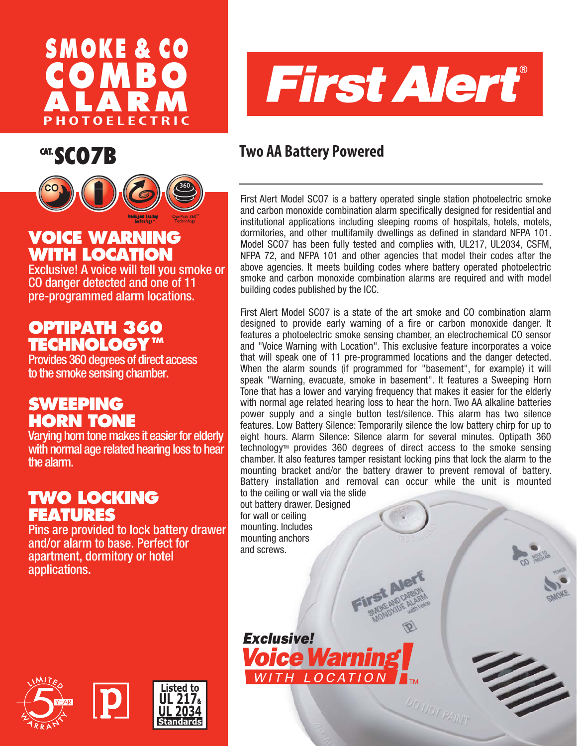# SMOKE & CO COMBO ALARM
## PHOTOELECTRIC

# First Alert®

## CAT. SC07B

Intelligent Sensing Technology™

OptiPath 360™ Technology

## Two AA Battery Powered

First Alert Model SCO7 is a battery operated single station photoelectric smoke and carbon monoxide combination alarm specifically designed for residential and institutional applications including sleeping rooms of hospitals, hotels, motels, dormitories, and other multifamily dwellings as defined in standard NFPA 101. Model SCO7 has been fully tested and complies with, UL217, UL2034, CSFM, NFPA 72, and NFPA 101 and other agencies that model their codes after the above agencies. It meets building codes where battery operated photoelectric smoke and carbon monoxide combination alarms are required and with model building codes published by the ICC.

First Alert Model SCO7 is a state of the art smoke and CO combination alarm designed to provide early warning of a fire or carbon monoxide danger. It features a photoelectric smoke sensing chamber, an electrochemical CO sensor and "Voice Warning with Location". This exclusive feature incorporates a voice that will speak one of 11 pre-programmed locations and the danger detected. When the alarm sounds (if programmed for "basement", for example) it will speak "Warning, evacuate, smoke in basement". It features a Sweeping Horn Tone that has a lower and varying frequency that makes it easier for the elderly with normal age related hearing loss to hear the horn. Two AA alkaline batteries power supply and a single button test/silence. This alarm has two silence features. Low Battery Silence: Temporarily silence the low battery chirp for up to eight hours. Alarm Silence: Silence alarm for several minutes. Optipath 360 technology™ provides 360 degrees of direct access to the smoke sensing chamber. It also features tamper resistant locking pins that lock the alarm to the mounting bracket and/or the battery drawer to prevent removal of battery. Battery installation and removal can occur while the unit is mounted to the ceiling or wall via the slide out battery drawer. Designed for wall or ceiling mounting. Includes mounting anchors and screws.

## VOICE WARNING WITH LOCATION

Exclusive! A voice will tell you smoke or CO danger detected and one of 11 pre-programmed alarm locations.

## OPTIPATH 360 TECHNOLOGY™

Provides 360 degrees of direct access to the smoke sensing chamber.

## SWEEPING HORN TONE

Varying horn tone makes it easier for elderly with normal age related hearing loss to hear the alarm.

## TWO LOCKING FEATURES

Pins are provided to lock battery drawer and/or alarm to base. Perfect for apartment, dormitory or hotel applications.

**Exclusive! Voice Warning! WITH LOCATION™**

LIMITED 5 YEAR WARRANTY

Listed to UL 217 & UL 2034 Standards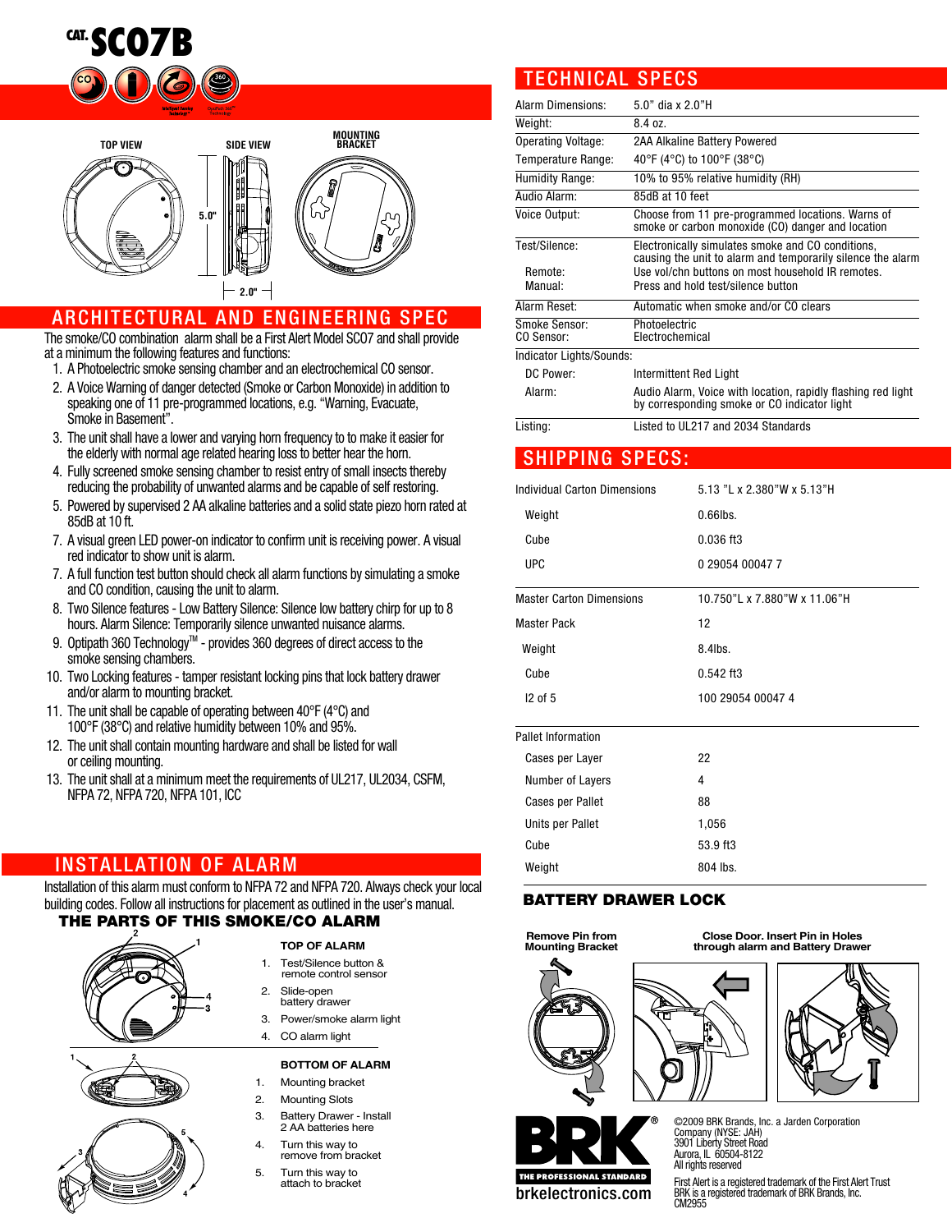# CAT. SC07B

TOP VIEW

SIDE VIEW

MOUNTING BRACKET

5.0"

2.0"

## ARCHITECTURAL AND ENGINEERING SPEC

The smoke/CO combination alarm shall be a First Alert Model SC07 and shall provide at a minimum the following features and functions:

1. A Photoelectric smoke sensing chamber and an electrochemical CO sensor.
2. A Voice Warning of danger detected (Smoke or Carbon Monoxide) in addition to speaking one of 11 pre-programmed locations, e.g. "Warning, Evacuate, Smoke in Basement".
3. The unit shall have a lower and varying horn frequency to to make it easier for the elderly with normal age related hearing loss to better hear the horn.
4. Fully screened smoke sensing chamber to resist entry of small insects thereby reducing the probability of unwanted alarms and be capable of self restoring.
5. Powered by supervised 2 AA alkaline batteries and a solid state piezo horn rated at 85dB at 10 ft.
7. A visual green LED power-on indicator to confirm unit is receiving power. A visual red indicator to show unit is alarm.
7. A full function test button should check all alarm functions by simulating a smoke and CO condition, causing the unit to alarm.
8. Two Silence features - Low Battery Silence: Silence low battery chirp for up to 8 hours. Alarm Silence: Temporarily silence unwanted nuisance alarms.
9. Optipath 360 Technology™ - provides 360 degrees of direct access to the smoke sensing chambers.
10. Two Locking features - tamper resistant locking pins that lock battery drawer and/or alarm to mounting bracket.
11. The unit shall be capable of operating between 40°F (4°C) and 100°F (38°C) and relative humidity between 10% and 95%.
12. The unit shall contain mounting hardware and shall be listed for wall or ceiling mounting.
13. The unit shall at a minimum meet the requirements of UL217, UL2034, CSFM, NFPA 72, NFPA 720, NFPA 101, ICC

## INSTALLATION OF ALARM

Installation of this alarm must conform to NFPA 72 and NFPA 720. Always check your local building codes. Follow all instructions for placement as outlined in the user's manual.

### THE PARTS OF THIS SMOKE/CO ALARM

**TOP OF ALARM**

1. Test/Silence button & remote control sensor
2. Slide-open battery drawer
3. Power/smoke alarm light
4. CO alarm light

**BOTTOM OF ALARM**

1. Mounting bracket
2. Mounting Slots
3. Battery Drawer - Install 2 AA batteries here
4. Turn this way to remove from bracket
5. Turn this way to attach to bracket

## TECHNICAL SPECS

| | |
|---|---|
| Alarm Dimensions: | 5.0" dia x 2.0"H |
| Weight: | 8.4 oz. |
| Operating Voltage: | 2AA Alkaline Battery Powered |
| Temperature Range: | 40°F (4°C) to 100°F (38°C) |
| Humidity Range: | 10% to 95% relative humidity (RH) |
| Audio Alarm: | 85dB at 10 feet |
| Voice Output: | Choose from 11 pre-programmed locations. Warns of smoke or carbon monoxide (CO) danger and location |
| Test/Silence: | Electronically simulates smoke and CO conditions, causing the unit to alarm and temporarily silence the alarm |
| Remote: | Use vol/chn buttons on most household IR remotes. |
| Manual: | Press and hold test/silence button |
| Alarm Reset: | Automatic when smoke and/or CO clears |
| Smoke Sensor: | Photoelectric |
| CO Sensor: | Electrochemical |
| Indicator Lights/Sounds: | |
| DC Power: | Intermittent Red Light |
| Alarm: | Audio Alarm, Voice with location, rapidly flashing red light by corresponding smoke or CO indicator light |
| Listing: | Listed to UL217 and 2034 Standards |

## SHIPPING SPECS:

| | |
|---|---|
| Individual Carton Dimensions | 5.13 "L x 2.380"W x 5.13"H |
| Weight | 0.66lbs. |
| Cube | 0.036 ft3 |
| UPC | 0 29054 00047 7 |
| Master Carton Dimensions | 10.750"L x 7.880"W x 11.06"H |
| Master Pack | 12 |
| Weight | 8.4lbs. |
| Cube | 0.542 ft3 |
| I2 of 5 | 100 29054 00047 4 |
| Pallet Information | |
| Cases per Layer | 22 |
| Number of Layers | 4 |
| Cases per Pallet | 88 |
| Units per Pallet | 1,056 |
| Cube | 53.9 ft3 |
| Weight | 804 lbs. |

## BATTERY DRAWER LOCK

**Remove Pin from Mounting Bracket**

**Close Door. Insert Pin in Holes through alarm and Battery Drawer**

BRK® THE PROFESSIONAL STANDARD

brkelectronics.com

©2009 BRK Brands, Inc. a Jarden Corporation Company (NYSE: JAH)
3901 Liberty Street Road
Aurora, IL 60504-8122
All rights reserved

First Alert is a registered trademark of the First Alert Trust
BRK is a registered trademark of BRK Brands, Inc.
CM2955